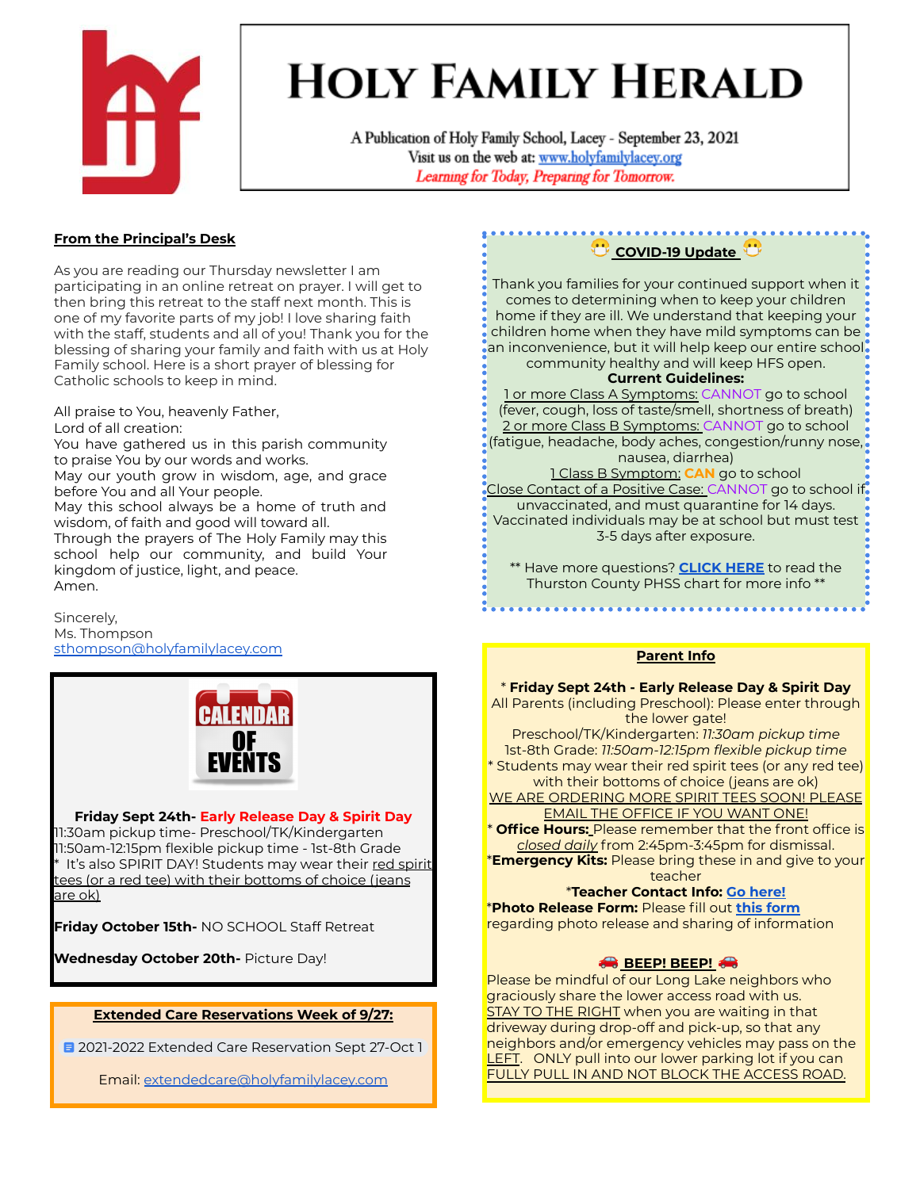# HOLY FAMILY HERALD

A Publication of Holy Family School, Lacey - September 23, 2021

Visit us on the web at: www.holyfamilylacey.org

*Learning for Today, Preparing for Tomorrow.*

## From the Principal's Desk

As you are reading our Thursday newsletter I am participating in an online retreat on prayer. I will get to then bring this retreat to the staff next month. This is one of my favorite parts of my job! I love sharing faith with the staff, students and all of you! Thank you for the blessing of sharing your family and faith with us at Holy Family school. Here is a short prayer of blessing for Catholic schools to keep in mind.

All praise to You, heavenly Father,
Lord of all creation:
You have gathered us in this parish community to praise You by our words and works.
May our youth grow in wisdom, age, and grace before You and all Your people.
May this school always be a home of truth and wisdom, of faith and good will toward all.
Through the prayers of The Holy Family may this school help our community, and build Your kingdom of justice, light, and peace.
Amen.

Sincerely,
Ms. Thompson
sthompson@holyfamilylacey.com

## CALENDAR OF EVENTS

**Friday Sept 24th- Early Release Day & Spirit Day**
11:30am pickup time- Preschool/TK/Kindergarten
11:50am-12:15pm flexible pickup time - 1st-8th Grade
* It's also SPIRIT DAY! Students may wear their red spirit tees (or a red tee) with their bottoms of choice (jeans are ok)

**Friday October 15th-** NO SCHOOL Staff Retreat

**Wednesday October 20th-** Picture Day!

## Extended Care Reservations Week of 9/27:

2021-2022 Extended Care Reservation Sept 27-Oct 1

Email: extendedcare@holyfamilylacey.com

## 😷 COVID-19 Update 😷

Thank you families for your continued support when it comes to determining when to keep your children home if they are ill. We understand that keeping your children home when they have mild symptoms can be an inconvenience, but it will help keep our entire school community healthy and will keep HFS open.

**Current Guidelines:**

1 or more Class A Symptoms: CANNOT go to school (fever, cough, loss of taste/smell, shortness of breath)

2 or more Class B Symptoms: CANNOT go to school (fatigue, headache, body aches, congestion/runny nose, nausea, diarrhea)

1 Class B Symptom: **CAN** go to school

Close Contact of a Positive Case: CANNOT go to school if unvaccinated, and must quarantine for 14 days. Vaccinated individuals may be at school but must test 3-5 days after exposure.

** Have more questions? **CLICK HERE** to read the Thurston County PHSS chart for more info **

## Parent Info

* **Friday Sept 24th - Early Release Day & Spirit Day**
All Parents (including Preschool): Please enter through the lower gate!
Preschool/TK/Kindergarten: *11:30am pickup time*
1st-8th Grade: *11:50am-12:15pm flexible pickup time*
* Students may wear their red spirit tees (or any red tee) with their bottoms of choice (jeans are ok)
WE ARE ORDERING MORE SPIRIT TEES SOON! PLEASE EMAIL THE OFFICE IF YOU WANT ONE!

* **Office Hours:** Please remember that the front office is *closed daily* from 2:45pm-3:45pm for dismissal.

***Emergency Kits:** Please bring these in and give to your teacher

***Teacher Contact Info:** **Go here!**

***Photo Release Form:** Please fill out **this form** regarding photo release and sharing of information

### 🚗 BEEP! BEEP! 🚗

Please be mindful of our Long Lake neighbors who graciously share the lower access road with us. STAY TO THE RIGHT when you are waiting in that driveway during drop-off and pick-up, so that any neighbors and/or emergency vehicles may pass on the LEFT. ONLY pull into our lower parking lot if you can FULLY PULL IN AND NOT BLOCK THE ACCESS ROAD.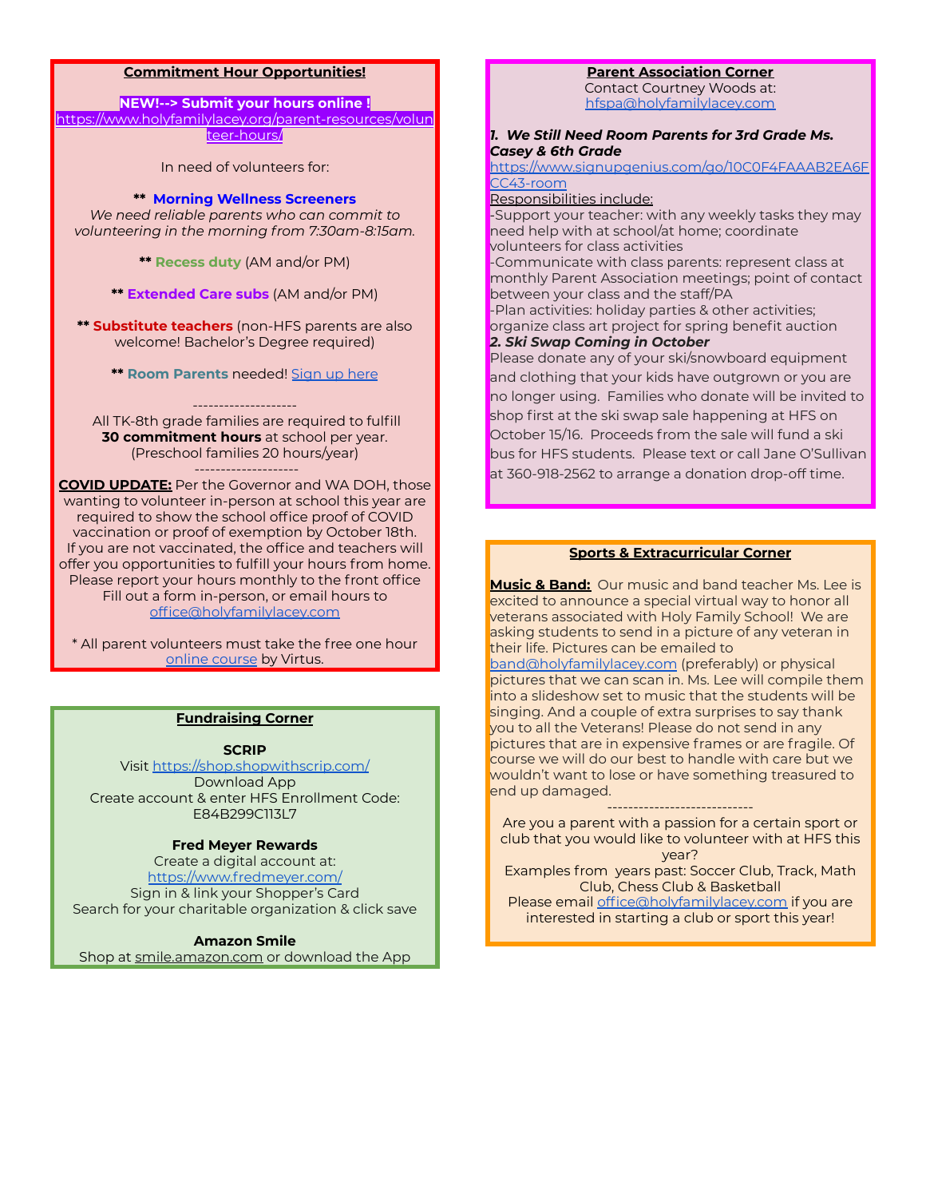## Commitment Hour Opportunities!

**NEW!--> Submit your hours online !**
https://www.holyfamilylacey.org/parent-resources/volunteer-hours/

In need of volunteers for:

** **Morning Wellness Screeners**
*We need reliable parents who can commit to volunteering in the morning from 7:30am-8:15am.*

** **Recess duty** (AM and/or PM)

** **Extended Care subs** (AM and/or PM)

** **Substitute teachers** (non-HFS parents are also welcome! Bachelor's Degree required)

** **Room Parents** needed! Sign up here

--------------------

All TK-8th grade families are required to fulfill **30 commitment hours** at school per year. (Preschool families 20 hours/year)

--------------------

**COVID UPDATE:** Per the Governor and WA DOH, those wanting to volunteer in-person at school this year are required to show the school office proof of COVID vaccination or proof of exemption by October 18th. If you are not vaccinated, the office and teachers will offer you opportunities to fulfill your hours from home. Please report your hours monthly to the front office Fill out a form in-person, or email hours to office@holyfamilylacey.com

* All parent volunteers must take the free one hour online course by Virtus.

## Fundraising Corner

**SCRIP**
Visit https://shop.shopwithscrip.com/
Download App
Create account & enter HFS Enrollment Code: E84B299C113L7

**Fred Meyer Rewards**
Create a digital account at: https://www.fredmeyer.com/
Sign in & link your Shopper's Card
Search for your charitable organization & click save

**Amazon Smile**
Shop at smile.amazon.com or download the App

## Parent Association Corner

Contact Courtney Woods at: hfspa@holyfamilylacey.com

***1. We Still Need Room Parents for 3rd Grade Ms. Casey & 6th Grade***
https://www.signupgenius.com/go/10C0F4FAAAB2EA6FCC43-room

Responsibilities include:
-Support your teacher: with any weekly tasks they may need help with at school/at home; coordinate volunteers for class activities
-Communicate with class parents: represent class at monthly Parent Association meetings; point of contact between your class and the staff/PA
-Plan activities: holiday parties & other activities; organize class art project for spring benefit auction

***2. Ski Swap Coming in October***
Please donate any of your ski/snowboard equipment and clothing that your kids have outgrown or you are no longer using. Families who donate will be invited to shop first at the ski swap sale happening at HFS on October 15/16. Proceeds from the sale will fund a ski bus for HFS students. Please text or call Jane O'Sullivan at 360-918-2562 to arrange a donation drop-off time.

## Sports & Extracurricular Corner

**Music & Band:** Our music and band teacher Ms. Lee is excited to announce a special virtual way to honor all veterans associated with Holy Family School! We are asking students to send in a picture of any veteran in their life. Pictures can be emailed to band@holyfamilylacey.com (preferably) or physical pictures that we can scan in. Ms. Lee will compile them into a slideshow set to music that the students will be singing. And a couple of extra surprises to say thank you to all the Veterans! Please do not send in any pictures that are in expensive frames or are fragile. Of course we will do our best to handle with care but we wouldn't want to lose or have something treasured to end up damaged.

----------------------------

Are you a parent with a passion for a certain sport or club that you would like to volunteer with at HFS this year?
Examples from years past: Soccer Club, Track, Math Club, Chess Club & Basketball
Please email office@holyfamilylacey.com if you are interested in starting a club or sport this year!